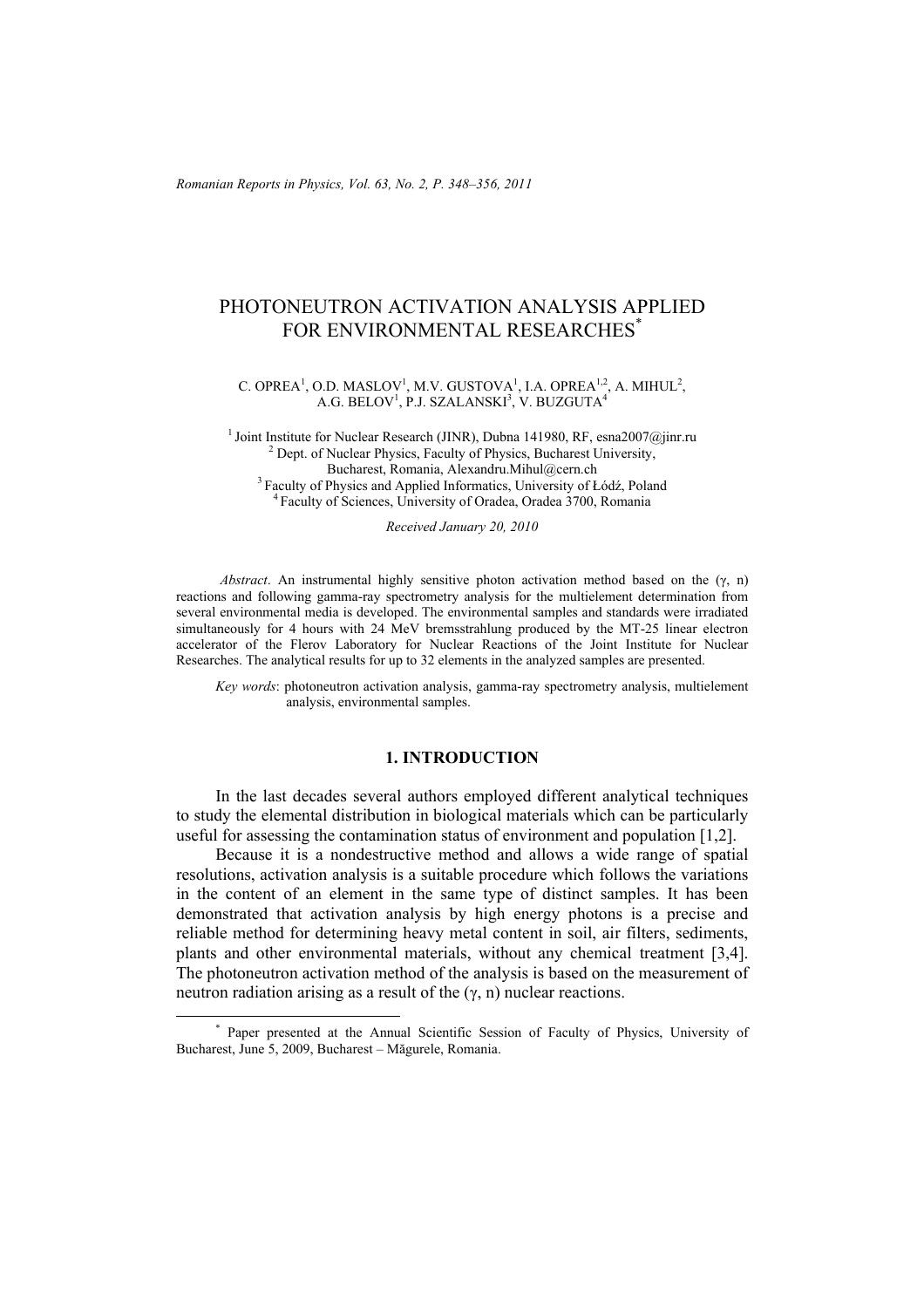# PHOTONEUTRON ACTIVATION ANALYSIS APPLIED FOR ENVIRONMENTAL RESEARCHES[*]

C. OPREA[1], O.D. MASLOV[1], M.V. GUSTOVA[1], I.A. OPREA[1,2], A. MIHUL[2], A.G. BELOV[1], P.J. SZALANSKI[3], V. BUZGUTA[4]

[1] Joint Institute for Nuclear Research (JINR), Dubna 141980, RF, esna2007@jinr.ru
[2] Dept. of Nuclear Physics, Faculty of Physics, Bucharest University, Bucharest, Romania, Alexandru.Mihul@cern.ch
[3] Faculty of Physics and Applied Informatics, University of Łódź, Poland
[4] Faculty of Sciences, University of Oradea, Oradea 3700, Romania

*Received January 20, 2010*

*Abstract*. An instrumental highly sensitive photon activation method based on the (γ, n) reactions and following gamma-ray spectrometry analysis for the multielement determination from several environmental media is developed. The environmental samples and standards were irradiated simultaneously for 4 hours with 24 MeV bremsstrahlung produced by the MT-25 linear electron accelerator of the Flerov Laboratory for Nuclear Reactions of the Joint Institute for Nuclear Researches. The analytical results for up to 32 elements in the analyzed samples are presented.

*Key words*: photoneutron activation analysis, gamma-ray spectrometry analysis, multielement analysis, environmental samples.

## 1. INTRODUCTION

In the last decades several authors employed different analytical techniques to study the elemental distribution in biological materials which can be particularly useful for assessing the contamination status of environment and population [1,2].

Because it is a nondestructive method and allows a wide range of spatial resolutions, activation analysis is a suitable procedure which follows the variations in the content of an element in the same type of distinct samples. It has been demonstrated that activation analysis by high energy photons is a precise and reliable method for determining heavy metal content in soil, air filters, sediments, plants and other environmental materials, without any chemical treatment [3,4]. The photoneutron activation method of the analysis is based on the measurement of neutron radiation arising as a result of the (γ, n) nuclear reactions.

[*] Paper presented at the Annual Scientific Session of Faculty of Physics, University of Bucharest, June 5, 2009, Bucharest – Măgurele, Romania.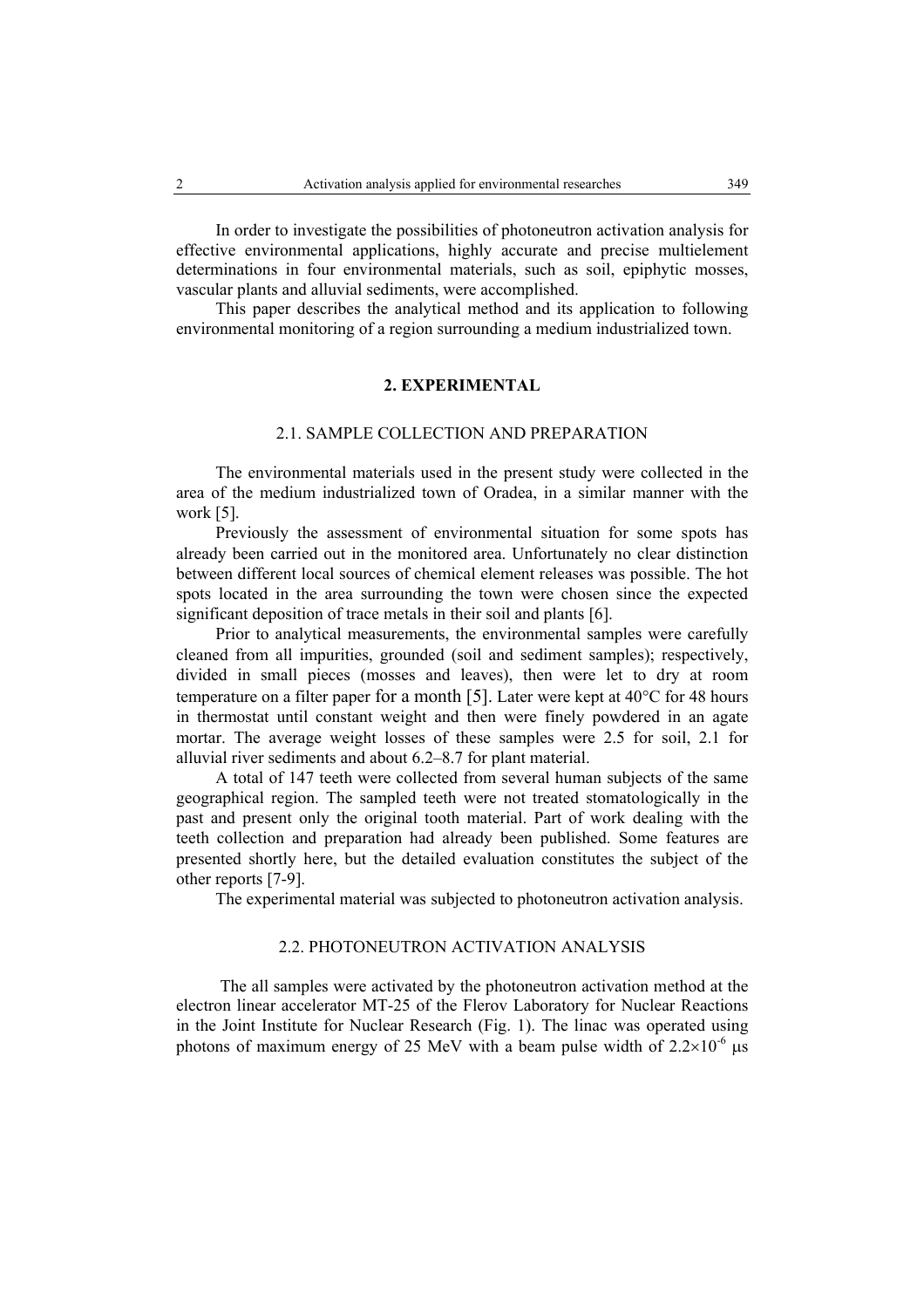In order to investigate the possibilities of photoneutron activation analysis for effective environmental applications, highly accurate and precise multielement determinations in four environmental materials, such as soil, epiphytic mosses, vascular plants and alluvial sediments, were accomplished.

This paper describes the analytical method and its application to following environmental monitoring of a region surrounding a medium industrialized town.

## 2. EXPERIMENTAL

### 2.1. SAMPLE COLLECTION AND PREPARATION

The environmental materials used in the present study were collected in the area of the medium industrialized town of Oradea, in a similar manner with the work [5].

Previously the assessment of environmental situation for some spots has already been carried out in the monitored area. Unfortunately no clear distinction between different local sources of chemical element releases was possible. The hot spots located in the area surrounding the town were chosen since the expected significant deposition of trace metals in their soil and plants [6].

Prior to analytical measurements, the environmental samples were carefully cleaned from all impurities, grounded (soil and sediment samples); respectively, divided in small pieces (mosses and leaves), then were let to dry at room temperature on a filter paper for a month [5]. Later were kept at 40°C for 48 hours in thermostat until constant weight and then were finely powdered in an agate mortar. The average weight losses of these samples were 2.5 for soil, 2.1 for alluvial river sediments and about 6.2–8.7 for plant material.

A total of 147 teeth were collected from several human subjects of the same geographical region. The sampled teeth were not treated stomatologically in the past and present only the original tooth material. Part of work dealing with the teeth collection and preparation had already been published. Some features are presented shortly here, but the detailed evaluation constitutes the subject of the other reports [7-9].

The experimental material was subjected to photoneutron activation analysis.

### 2.2. PHOTONEUTRON ACTIVATION ANALYSIS

The all samples were activated by the photoneutron activation method at the electron linear accelerator MT-25 of the Flerov Laboratory for Nuclear Reactions in the Joint Institute for Nuclear Research (Fig. 1). The linac was operated using photons of maximum energy of 25 MeV with a beam pulse width of $2.2\times10^{-6}$ μs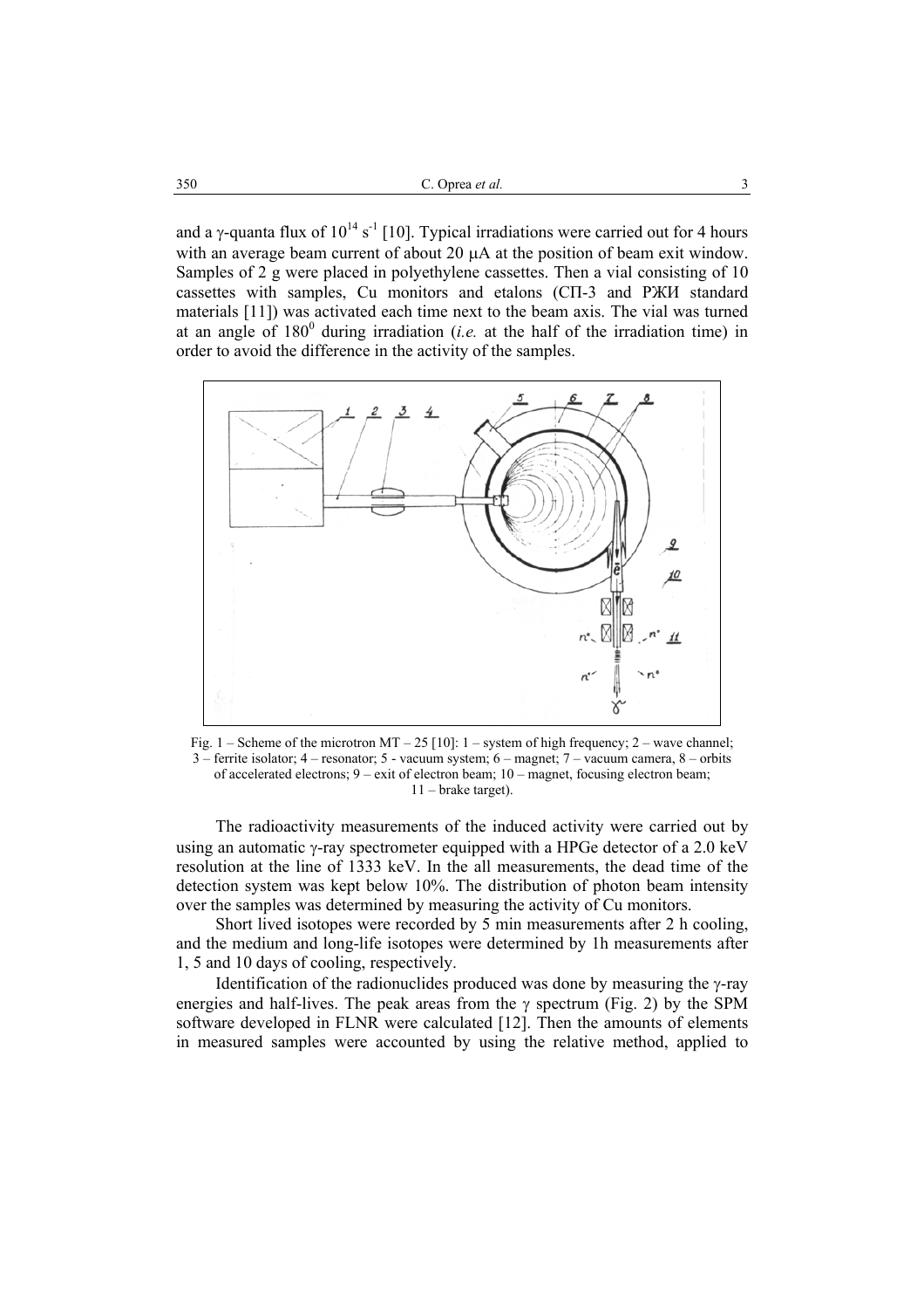and a γ-quanta flux of $10^{14}$ $s^{-1}$ [10]. Typical irradiations were carried out for 4 hours with an average beam current of about 20 μA at the position of beam exit window. Samples of 2 g were placed in polyethylene cassettes. Then a vial consisting of 10 cassettes with samples, Cu monitors and etalons (СП-3 and РЖИ standard materials [11]) was activated each time next to the beam axis. The vial was turned at an angle of $180^0$ during irradiation (*i.e.* at the half of the irradiation time) in order to avoid the difference in the activity of the samples.

Fig. 1 – Scheme of the microtron MT – 25 [10]: 1 – system of high frequency; 2 – wave channel; 3 – ferrite isolator; 4 – resonator; 5 - vacuum system; 6 – magnet; 7 – vacuum camera, 8 – orbits of accelerated electrons; 9 – exit of electron beam; 10 – magnet, focusing electron beam; 11 – brake target).

The radioactivity measurements of the induced activity were carried out by using an automatic γ-ray spectrometer equipped with a HPGe detector of a 2.0 keV resolution at the line of 1333 keV. In the all measurements, the dead time of the detection system was kept below 10%. The distribution of photon beam intensity over the samples was determined by measuring the activity of Cu monitors.

Short lived isotopes were recorded by 5 min measurements after 2 h cooling, and the medium and long-life isotopes were determined by 1h measurements after 1, 5 and 10 days of cooling, respectively.

Identification of the radionuclides produced was done by measuring the γ-ray energies and half-lives. The peak areas from the γ spectrum (Fig. 2) by the SPM software developed in FLNR were calculated [12]. Then the amounts of elements in measured samples were accounted by using the relative method, applied to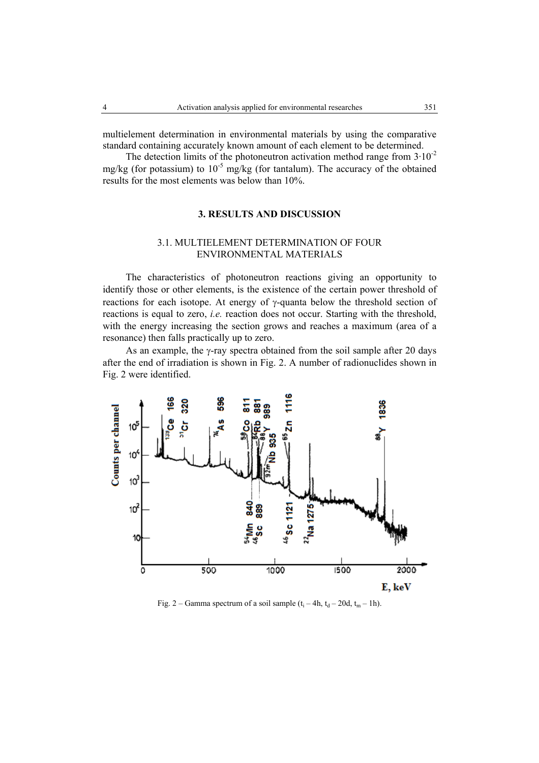multielement determination in environmental materials by using the comparative standard containing accurately known amount of each element to be determined.

The detection limits of the photoneutron activation method range from $3 \cdot 10^{-2}$ mg/kg (for potassium) to $10^{-5}$ mg/kg (for tantalum). The accuracy of the obtained results for the most elements was below than 10%.

## 3. RESULTS AND DISCUSSION

### 3.1. MULTIELEMENT DETERMINATION OF FOUR ENVIRONMENTAL MATERIALS

The characteristics of photoneutron reactions giving an opportunity to identify those or other elements, is the existence of the certain power threshold of reactions for each isotope. At energy of γ-quanta below the threshold section of reactions is equal to zero, *i.e.* reaction does not occur. Starting with the threshold, with the energy increasing the section grows and reaches a maximum (area of a resonance) then falls practically up to zero.

As an example, the γ-ray spectra obtained from the soil sample after 20 days after the end of irradiation is shown in Fig. 2. A number of radionuclides shown in Fig. 2 were identified.

Fig. 2 – Gamma spectrum of a soil sample ($t_i$ – 4h, $t_d$ – 20d, $t_m$ – 1h).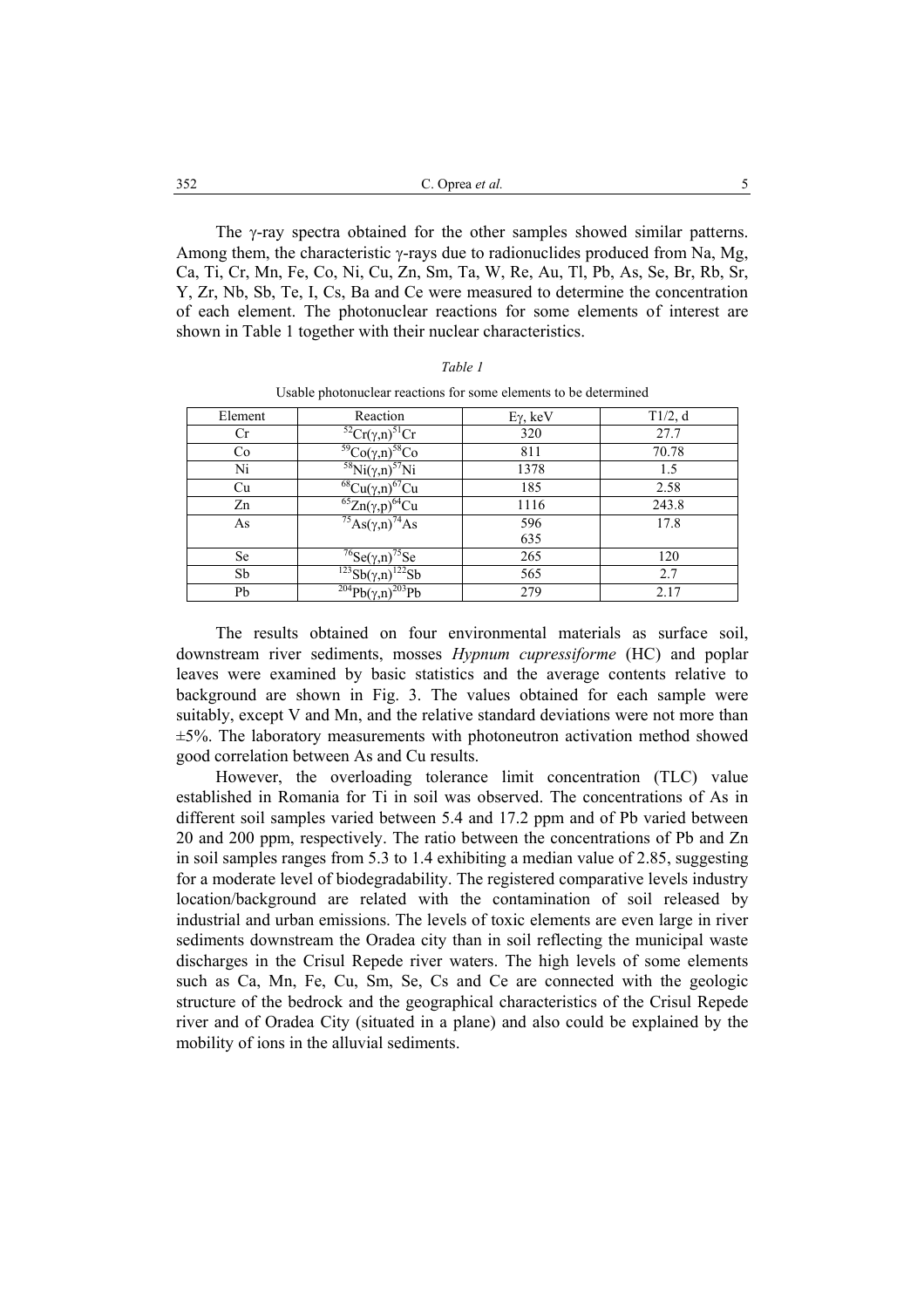The γ-ray spectra obtained for the other samples showed similar patterns. Among them, the characteristic γ-rays due to radionuclides produced from Na, Mg, Ca, Ti, Cr, Mn, Fe, Co, Ni, Cu, Zn, Sm, Ta, W, Re, Au, Tl, Pb, As, Se, Br, Rb, Sr, Y, Zr, Nb, Sb, Te, I, Cs, Ba and Ce were measured to determine the concentration of each element. The photonuclear reactions for some elements of interest are shown in Table 1 together with their nuclear characteristics.

*Table 1*

Usable photonuclear reactions for some elements to be determined

| Element | Reaction | Eγ, keV | T1/2, d |
|---|---|---|---|
| Cr | $^{52}Cr(\gamma,n)^{51}Cr$ | 320 | 27.7 |
| Co | $^{59}Co(\gamma,n)^{58}Co$ | 811 | 70.78 |
| Ni | $^{58}Ni(\gamma,n)^{57}Ni$ | 1378 | 1.5 |
| Cu | $^{68}Cu(\gamma,n)^{67}Cu$ | 185 | 2.58 |
| Zn | $^{65}Zn(\gamma,p)^{64}Cu$ | 1116 | 243.8 |
| As | $^{75}As(\gamma,n)^{74}As$ | 596<br>635 | 17.8 |
| Se | $^{76}Se(\gamma,n)^{75}Se$ | 265 | 120 |
| Sb | $^{123}Sb(\gamma,n)^{122}Sb$ | 565 | 2.7 |
| Pb | $^{204}Pb(\gamma,n)^{203}Pb$ | 279 | 2.17 |

The results obtained on four environmental materials as surface soil, downstream river sediments, mosses *Hypnum cupressiforme* (HC) and poplar leaves were examined by basic statistics and the average contents relative to background are shown in Fig. 3. The values obtained for each sample were suitably, except V and Mn, and the relative standard deviations were not more than ±5%. The laboratory measurements with photoneutron activation method showed good correlation between As and Cu results.

However, the overloading tolerance limit concentration (TLC) value established in Romania for Ti in soil was observed. The concentrations of As in different soil samples varied between 5.4 and 17.2 ppm and of Pb varied between 20 and 200 ppm, respectively. The ratio between the concentrations of Pb and Zn in soil samples ranges from 5.3 to 1.4 exhibiting a median value of 2.85, suggesting for a moderate level of biodegradability. The registered comparative levels industry location/background are related with the contamination of soil released by industrial and urban emissions. The levels of toxic elements are even large in river sediments downstream the Oradea city than in soil reflecting the municipal waste discharges in the Crisul Repede river waters. The high levels of some elements such as Ca, Mn, Fe, Cu, Sm, Se, Cs and Ce are connected with the geologic structure of the bedrock and the geographical characteristics of the Crisul Repede river and of Oradea City (situated in a plane) and also could be explained by the mobility of ions in the alluvial sediments.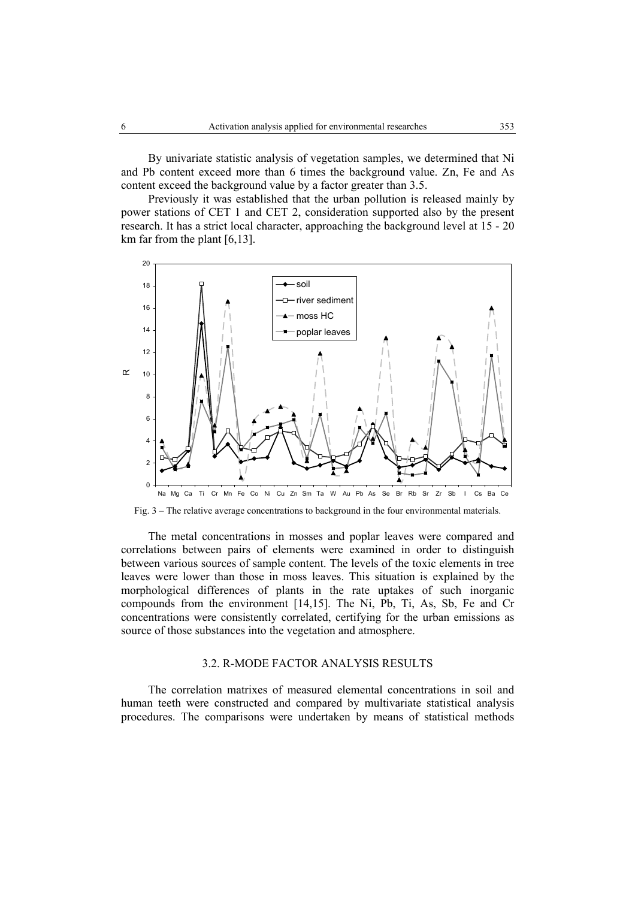By univariate statistic analysis of vegetation samples, we determined that Ni and Pb content exceed more than 6 times the background value. Zn, Fe and As content exceed the background value by a factor greater than 3.5.

Previously it was established that the urban pollution is released mainly by power stations of CET 1 and CET 2, consideration supported also by the present research. It has a strict local character, approaching the background level at 15 - 20 km far from the plant [6,13].

Fig. 3 – The relative average concentrations to background in the four environmental materials.

The metal concentrations in mosses and poplar leaves were compared and correlations between pairs of elements were examined in order to distinguish between various sources of sample content. The levels of the toxic elements in tree leaves were lower than those in moss leaves. This situation is explained by the morphological differences of plants in the rate uptakes of such inorganic compounds from the environment [14,15]. The Ni, Pb, Ti, As, Sb, Fe and Cr concentrations were consistently correlated, certifying for the urban emissions as source of those substances into the vegetation and atmosphere.

### 3.2. R-MODE FACTOR ANALYSIS RESULTS

The correlation matrixes of measured elemental concentrations in soil and human teeth were constructed and compared by multivariate statistical analysis procedures. The comparisons were undertaken by means of statistical methods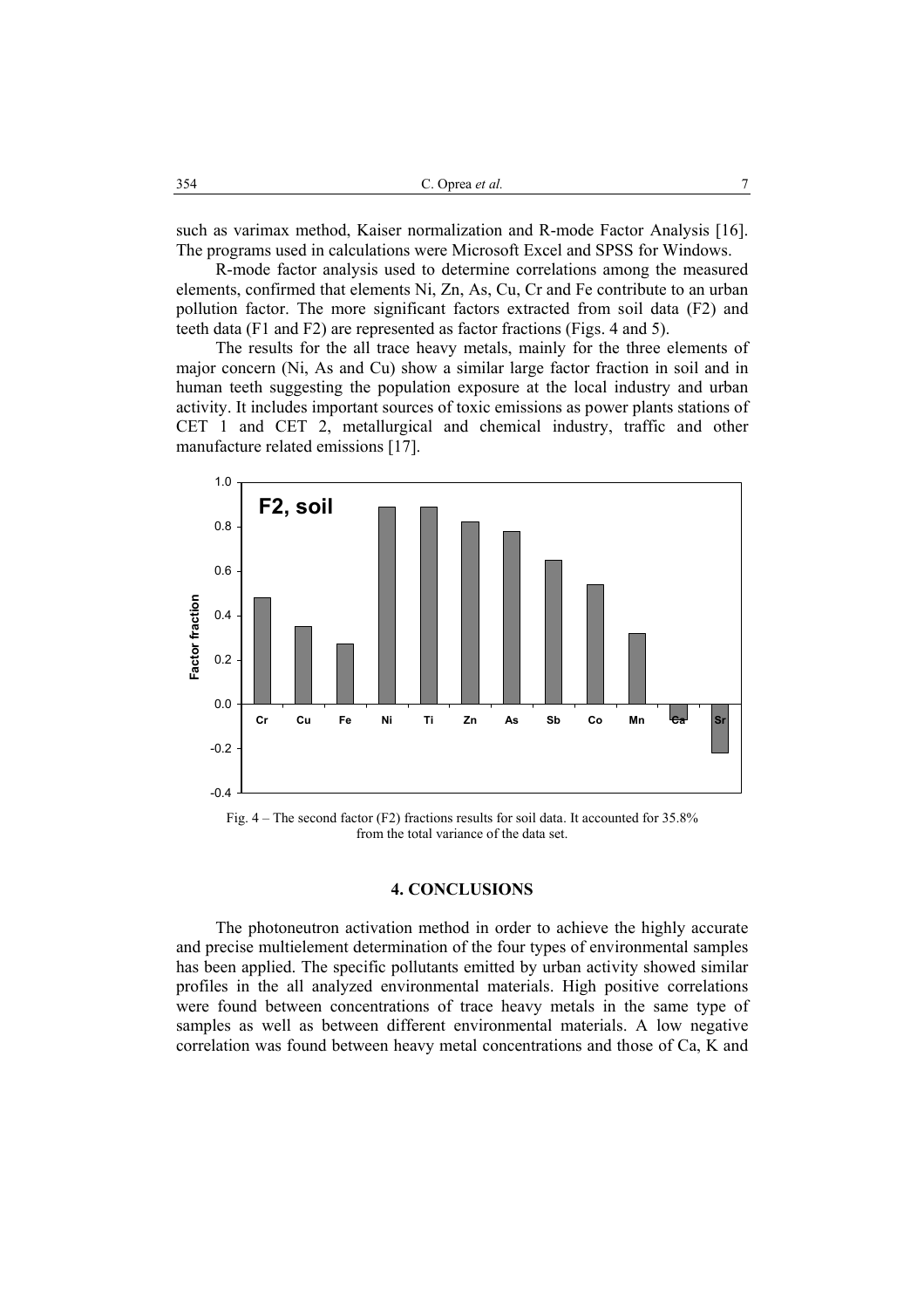such as varimax method, Kaiser normalization and R-mode Factor Analysis [16]. The programs used in calculations were Microsoft Excel and SPSS for Windows.

R-mode factor analysis used to determine correlations among the measured elements, confirmed that elements Ni, Zn, As, Cu, Cr and Fe contribute to an urban pollution factor. The more significant factors extracted from soil data (F2) and teeth data (F1 and F2) are represented as factor fractions (Figs. 4 and 5).

The results for the all trace heavy metals, mainly for the three elements of major concern (Ni, As and Cu) show a similar large factor fraction in soil and in human teeth suggesting the population exposure at the local industry and urban activity. It includes important sources of toxic emissions as power plants stations of CET 1 and CET 2, metallurgical and chemical industry, traffic and other manufacture related emissions [17].

Fig. 4 – The second factor (F2) fractions results for soil data. It accounted for 35.8% from the total variance of the data set.

## 4. CONCLUSIONS

The photoneutron activation method in order to achieve the highly accurate and precise multielement determination of the four types of environmental samples has been applied. The specific pollutants emitted by urban activity showed similar profiles in the all analyzed environmental materials. High positive correlations were found between concentrations of trace heavy metals in the same type of samples as well as between different environmental materials. A low negative correlation was found between heavy metal concentrations and those of Ca, K and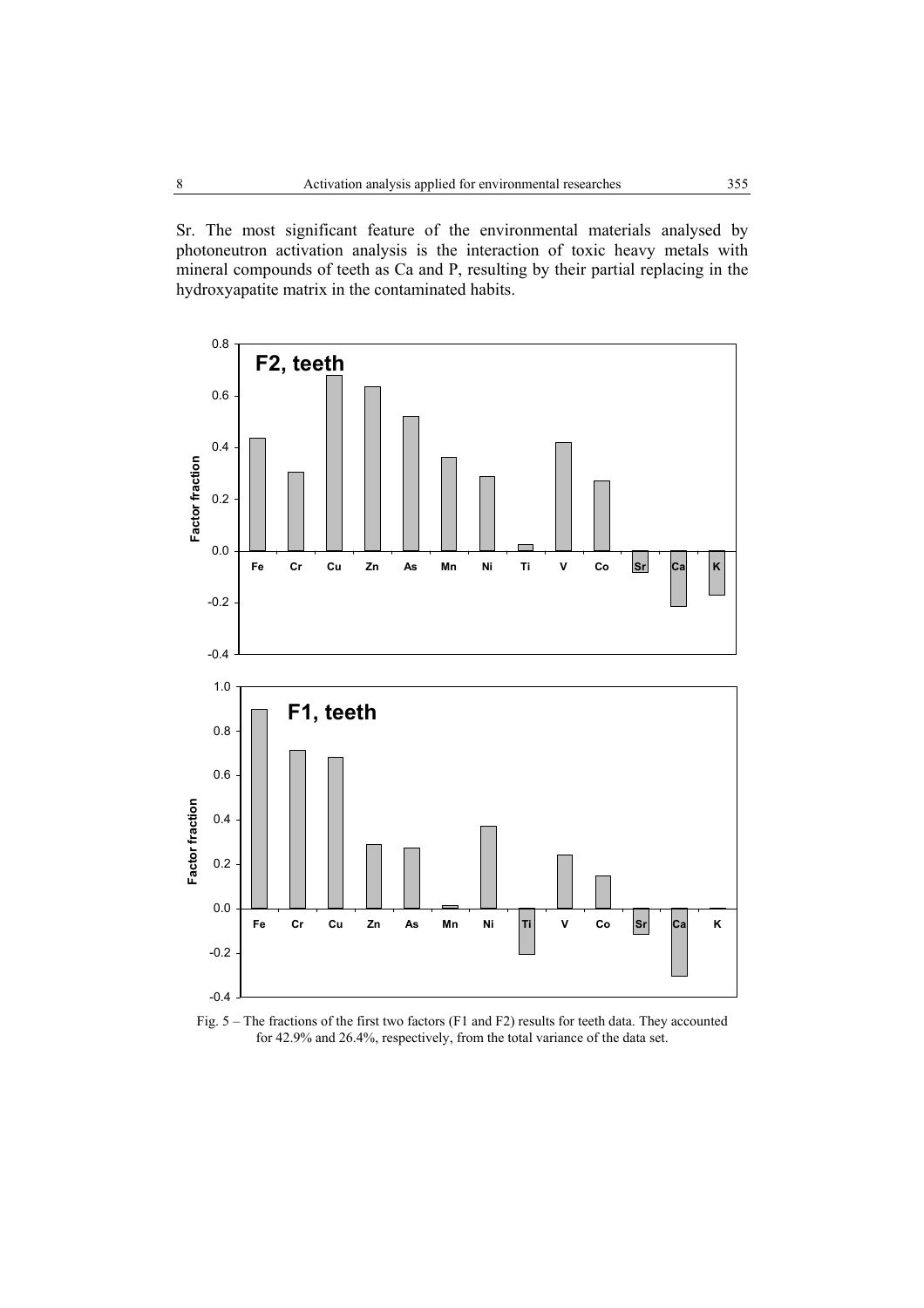Sr. The most significant feature of the environmental materials analysed by photoneutron activation analysis is the interaction of toxic heavy metals with mineral compounds of teeth as Ca and P, resulting by their partial replacing in the hydroxyapatite matrix in the contaminated habits.

Fig. 5 – The fractions of the first two factors (F1 and F2) results for teeth data. They accounted for 42.9% and 26.4%, respectively, from the total variance of the data set.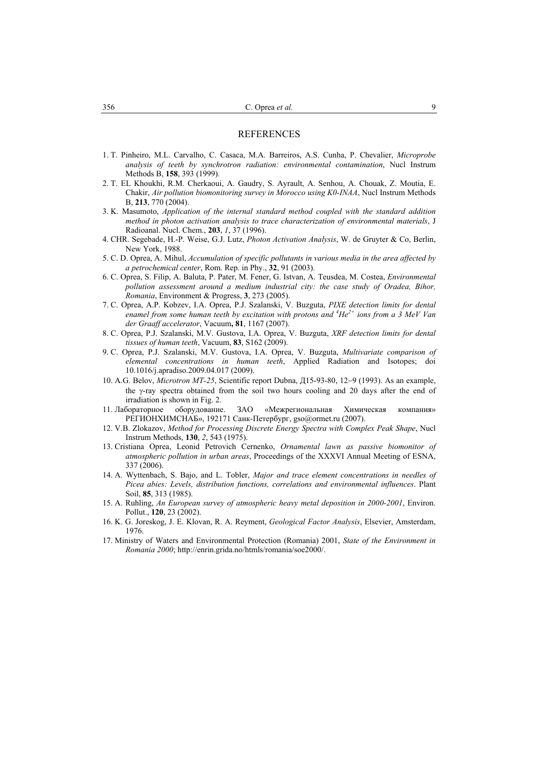## REFERENCES

1. T. Pinheiro, M.L. Carvalho, C. Casaca, M.A. Barreiros, A.S. Cunha, P. Chevalier, *Microprobe analysis of teeth by synchrotron radiation: environmental contamination*, Nucl Instrum Methods B, **158**, 393 (1999).
2. T. EL Khoukhi, R.M. Cherkaoui, A. Gaudry, S. Ayrault, A. Senhou, A. Chouak, Z. Moutia, E. Chakir, *Air pollution biomonitoring survey in Morocco using K0-INAA*, Nucl Instrum Methods B, **213**, 770 (2004).
3. K. Masumoto, *Application of the internal standard method coupled with the standard addition method in photon activation analysis to trace characterization of environmental materials*, J Radioanal. Nucl. Chem., **203**, *1*, 37 (1996).
4. CHR. Segebade, H.-P. Weise, G.J. Lutz, *Photon Activation Analysis*, W. de Gruyter & Co, Berlin, New York, 1988.
5. C. D. Oprea, A. Mihul, *Accumulation of specific pollutants in various media in the area affected by a petrochemical center*, Rom. Rep. in Phy., **32**, 91 (2003).
6. C. Oprea, S. Filip, A. Baluta, P. Pater, M. Fener, G. Istvan, A. Teusdea, M. Costea, *Environmental pollution assessment around a medium industrial city: the case study of Oradea, Bihor, Romania*, Environment & Progress, **3**, 273 (2005).
7. C. Oprea, A.P. Kobzev, I.A. Oprea, P.J. Szalanski, V. Buzguta, *PIXE detection limits for dental enamel from some human teeth by excitation with protons and $^{4}He^{2+}$ ions from a 3 MeV Van der Graaff accelerator*, Vacuum**, 81**, 1167 (2007).
8. C. Oprea, P.J. Szalanski, M.V. Gustova, I.A. Oprea, V. Buzguta, *XRF detection limits for dental tissues of human teeth*, Vacuum, **83**, S162 (2009).
9. C. Oprea, P.J. Szalanski, M.V. Gustova, I.A. Oprea, V. Buzguta, *Multivariate comparison of elemental concentrations in human teeth*, Applied Radiation and Isotopes; doi 10.1016/j.apradiso.2009.04.017 (2009).
10. A.G. Belov, *Microtron MT-25*, Scientific report Dubna, Д15-93-80, 12–9 (1993). As an example, the γ-ray spectra obtained from the soil two hours cooling and 20 days after the end of irradiation is shown in Fig. 2.
11. Лабораторное оборудование. ЗАО «Межрегиональная Химическая компания» РЕГИОНХИМСНАБ», 192171 Санк-Петербург, gso@ormet.ru (2007).
12. V.B. Zlokazov, *Method for Processing Discrete Energy Spectra with Complex Peak Shape*, Nucl Instrum Methods, **130**, *2*, 543 (1975).
13. Cristiana Oprea, Leonid Petrovich Cernenko, *Ornamental lawn as passive biomonitor of atmospheric pollution in urban areas*, Proceedings of the XXXVI Annual Meeting of ESNA, 337 (2006).
14. A. Wyttenbach, S. Bajo, and L. Tobler, *Major and trace element concentrations in needles of Picea abies: Levels, distribution functions, correlations and environmental influences*. Plant Soil, **85**, 313 (1985).
15. A. Ruhling, *An European survey of atmospheric heavy metal deposition in 2000-2001*, Environ. Pollut., **120**, 23 (2002).
16. K. G. Joreskog, J. E. Klovan, R. A. Reyment, *Geological Factor Analysis*, Elsevier, Amsterdam, 1976.
17. Ministry of Waters and Environmental Protection (Romania) 2001, *State of the Environment in Romania 2000*; http://enrin.grida.no/htmls/romania/soe2000/.